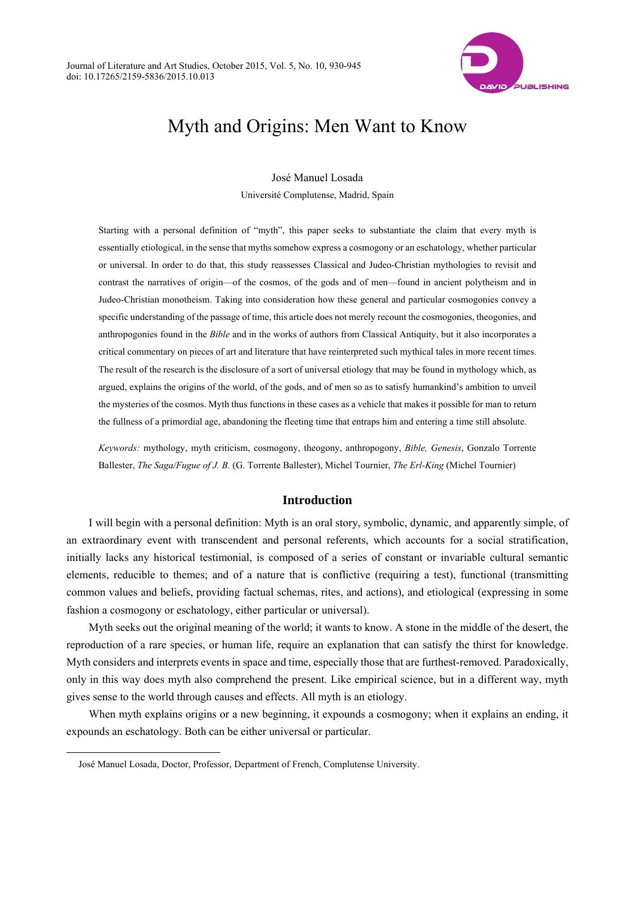# Myth and Origins: Men Want to Know

José Manuel Losada

Université Complutense, Madrid, Spain

Starting with a personal definition of "myth", this paper seeks to substantiate the claim that every myth is essentially etiological, in the sense that myths somehow express a cosmogony or an eschatology, whether particular or universal. In order to do that, this study reassesses Classical and Judeo-Christian mythologies to revisit and contrast the narratives of origin—of the cosmos, of the gods and of men—found in ancient polytheism and in Judeo-Christian monotheism. Taking into consideration how these general and particular cosmogonies convey a specific understanding of the passage of time, this article does not merely recount the cosmogonies, theogonies, and anthropogonies found in the *Bible* and in the works of authors from Classical Antiquity, but it also incorporates a critical commentary on pieces of art and literature that have reinterpreted such mythical tales in more recent times. The result of the research is the disclosure of a sort of universal etiology that may be found in mythology which, as argued, explains the origins of the world, of the gods, and of men so as to satisfy humankind's ambition to unveil the mysteries of the cosmos. Myth thus functions in these cases as a vehicle that makes it possible for man to return the fullness of a primordial age, abandoning the fleeting time that entraps him and entering a time still absolute.

*Keywords:* mythology, myth criticism, cosmogony, theogony, anthropogony, *Bible, Genesis*, Gonzalo Torrente Ballester, *The Saga/Fugue of J. B.* (G. Torrente Ballester), Michel Tournier, *The Erl-King* (Michel Tournier)

## Introduction

I will begin with a personal definition: Myth is an oral story, symbolic, dynamic, and apparently simple, of an extraordinary event with transcendent and personal referents, which accounts for a social stratification, initially lacks any historical testimonial, is composed of a series of constant or invariable cultural semantic elements, reducible to themes; and of a nature that is conflictive (requiring a test), functional (transmitting common values and beliefs, providing factual schemas, rites, and actions), and etiological (expressing in some fashion a cosmogony or eschatology, either particular or universal).

Myth seeks out the original meaning of the world; it wants to know. A stone in the middle of the desert, the reproduction of a rare species, or human life, require an explanation that can satisfy the thirst for knowledge. Myth considers and interprets events in space and time, especially those that are furthest-removed. Paradoxically, only in this way does myth also comprehend the present. Like empirical science, but in a different way, myth gives sense to the world through causes and effects. All myth is an etiology.

When myth explains origins or a new beginning, it expounds a cosmogony; when it explains an ending, it expounds an eschatology. Both can be either universal or particular.

---

José Manuel Losada, Doctor, Professor, Department of French, Complutense University.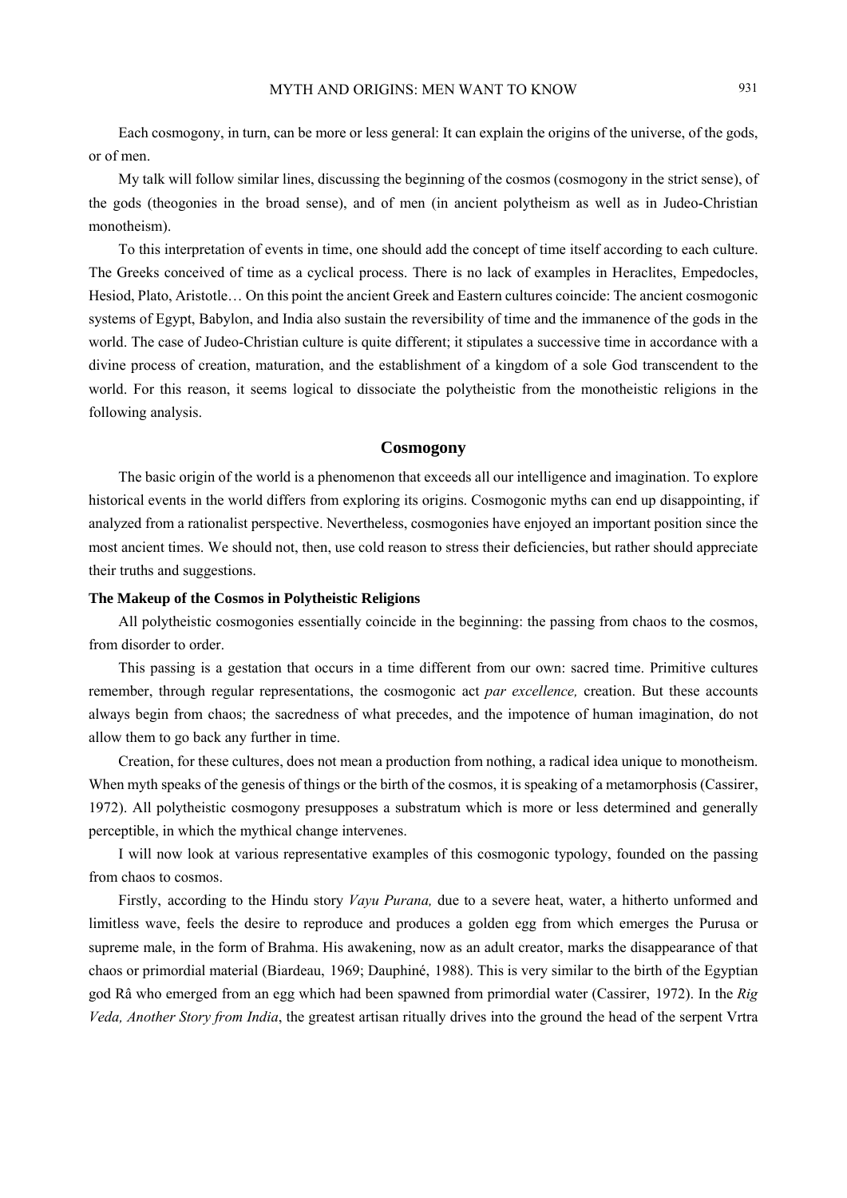Each cosmogony, in turn, can be more or less general: It can explain the origins of the universe, of the gods, or of men.

My talk will follow similar lines, discussing the beginning of the cosmos (cosmogony in the strict sense), of the gods (theogonies in the broad sense), and of men (in ancient polytheism as well as in Judeo-Christian monotheism).

To this interpretation of events in time, one should add the concept of time itself according to each culture. The Greeks conceived of time as a cyclical process. There is no lack of examples in Heraclites, Empedocles, Hesiod, Plato, Aristotle… On this point the ancient Greek and Eastern cultures coincide: The ancient cosmogonic systems of Egypt, Babylon, and India also sustain the reversibility of time and the immanence of the gods in the world. The case of Judeo-Christian culture is quite different; it stipulates a successive time in accordance with a divine process of creation, maturation, and the establishment of a kingdom of a sole God transcendent to the world. For this reason, it seems logical to dissociate the polytheistic from the monotheistic religions in the following analysis.

## Cosmogony

The basic origin of the world is a phenomenon that exceeds all our intelligence and imagination. To explore historical events in the world differs from exploring its origins. Cosmogonic myths can end up disappointing, if analyzed from a rationalist perspective. Nevertheless, cosmogonies have enjoyed an important position since the most ancient times. We should not, then, use cold reason to stress their deficiencies, but rather should appreciate their truths and suggestions.

### The Makeup of the Cosmos in Polytheistic Religions

All polytheistic cosmogonies essentially coincide in the beginning: the passing from chaos to the cosmos, from disorder to order.

This passing is a gestation that occurs in a time different from our own: sacred time. Primitive cultures remember, through regular representations, the cosmogonic act *par excellence,* creation. But these accounts always begin from chaos; the sacredness of what precedes, and the impotence of human imagination, do not allow them to go back any further in time.

Creation, for these cultures, does not mean a production from nothing, a radical idea unique to monotheism. When myth speaks of the genesis of things or the birth of the cosmos, it is speaking of a metamorphosis (Cassirer, 1972). All polytheistic cosmogony presupposes a substratum which is more or less determined and generally perceptible, in which the mythical change intervenes.

I will now look at various representative examples of this cosmogonic typology, founded on the passing from chaos to cosmos.

Firstly, according to the Hindu story *Vayu Purana,* due to a severe heat, water, a hitherto unformed and limitless wave, feels the desire to reproduce and produces a golden egg from which emerges the Purusa or supreme male, in the form of Brahma. His awakening, now as an adult creator, marks the disappearance of that chaos or primordial material (Biardeau, 1969; Dauphiné, 1988). This is very similar to the birth of the Egyptian god Râ who emerged from an egg which had been spawned from primordial water (Cassirer, 1972). In the *Rig Veda, Another Story from India*, the greatest artisan ritually drives into the ground the head of the serpent Vrtra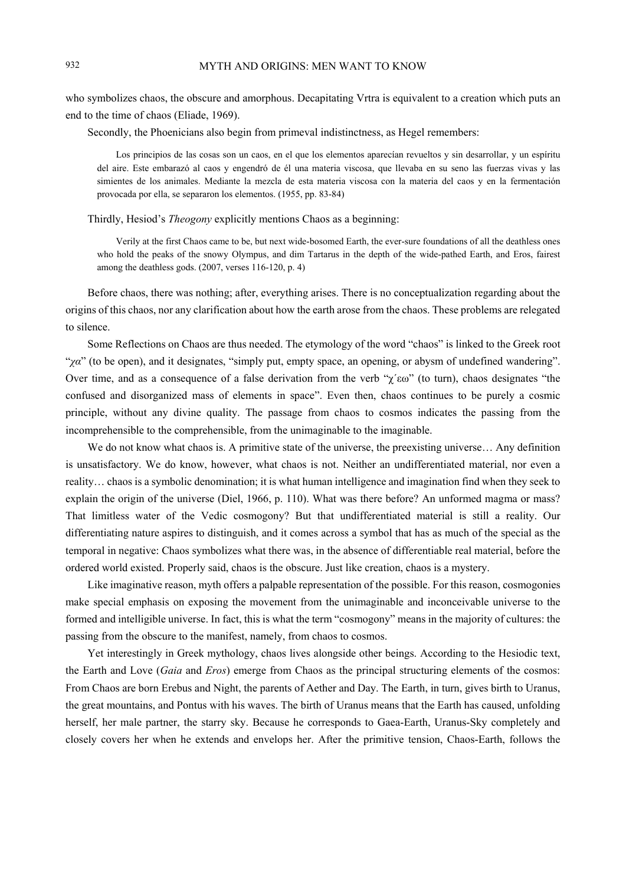who symbolizes chaos, the obscure and amorphous. Decapitating Vrtra is equivalent to a creation which puts an end to the time of chaos (Eliade, 1969).

Secondly, the Phoenicians also begin from primeval indistinctness, as Hegel remembers:

> Los principios de las cosas son un caos, en el que los elementos aparecían revueltos y sin desarrollar, y un espíritu del aire. Este embarazó al caos y engendró de él una materia viscosa, que llevaba en su seno las fuerzas vivas y las simientes de los animales. Mediante la mezcla de esta materia viscosa con la materia del caos y en la fermentación provocada por ella, se separaron los elementos. (1955, pp. 83-84)

Thirdly, Hesiod's *Theogony* explicitly mentions Chaos as a beginning:

> Verily at the first Chaos came to be, but next wide-bosomed Earth, the ever-sure foundations of all the deathless ones who hold the peaks of the snowy Olympus, and dim Tartarus in the depth of the wide-pathed Earth, and Eros, fairest among the deathless gods. (2007, verses 116-120, p. 4)

Before chaos, there was nothing; after, everything arises. There is no conceptualization regarding about the origins of this chaos, nor any clarification about how the earth arose from the chaos. These problems are relegated to silence.

Some Reflections on Chaos are thus needed. The etymology of the word "chaos" is linked to the Greek root "*χα*" (to be open), and it designates, "simply put, empty space, an opening, or abysm of undefined wandering". Over time, and as a consequence of a false derivation from the verb "χ΄εω" (to turn), chaos designates "the confused and disorganized mass of elements in space". Even then, chaos continues to be purely a cosmic principle, without any divine quality. The passage from chaos to cosmos indicates the passing from the incomprehensible to the comprehensible, from the unimaginable to the imaginable.

We do not know what chaos is. A primitive state of the universe, the preexisting universe… Any definition is unsatisfactory. We do know, however, what chaos is not. Neither an undifferentiated material, nor even a reality… chaos is a symbolic denomination; it is what human intelligence and imagination find when they seek to explain the origin of the universe (Diel, 1966, p. 110). What was there before? An unformed magma or mass? That limitless water of the Vedic cosmogony? But that undifferentiated material is still a reality. Our differentiating nature aspires to distinguish, and it comes across a symbol that has as much of the special as the temporal in negative: Chaos symbolizes what there was, in the absence of differentiable real material, before the ordered world existed. Properly said, chaos is the obscure. Just like creation, chaos is a mystery.

Like imaginative reason, myth offers a palpable representation of the possible. For this reason, cosmogonies make special emphasis on exposing the movement from the unimaginable and inconceivable universe to the formed and intelligible universe. In fact, this is what the term "cosmogony" means in the majority of cultures: the passing from the obscure to the manifest, namely, from chaos to cosmos.

Yet interestingly in Greek mythology, chaos lives alongside other beings. According to the Hesiodic text, the Earth and Love (*Gaia* and *Eros*) emerge from Chaos as the principal structuring elements of the cosmos: From Chaos are born Erebus and Night, the parents of Aether and Day. The Earth, in turn, gives birth to Uranus, the great mountains, and Pontus with his waves. The birth of Uranus means that the Earth has caused, unfolding herself, her male partner, the starry sky. Because he corresponds to Gaea-Earth, Uranus-Sky completely and closely covers her when he extends and envelops her. After the primitive tension, Chaos-Earth, follows the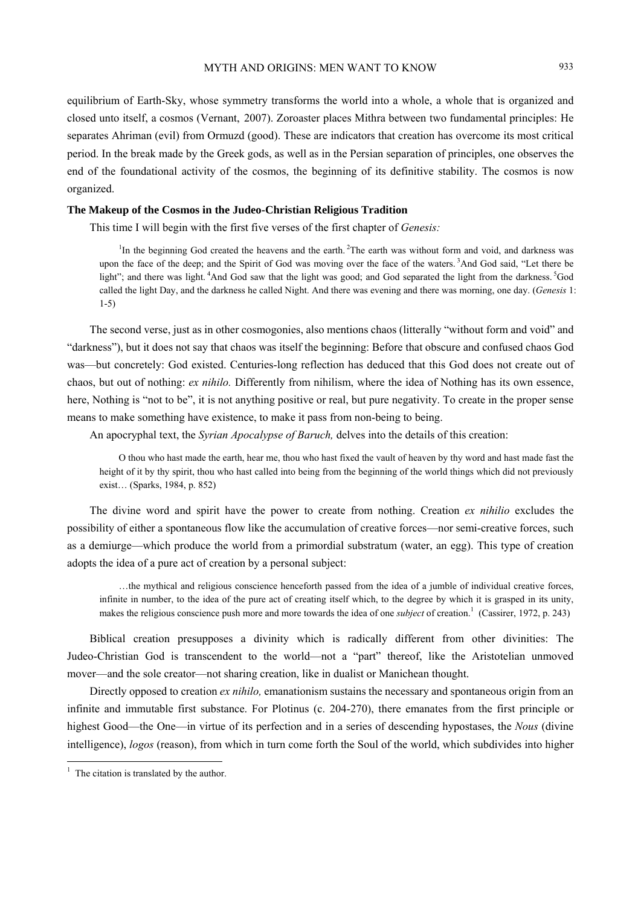equilibrium of Earth-Sky, whose symmetry transforms the world into a whole, a whole that is organized and closed unto itself, a cosmos (Vernant, 2007). Zoroaster places Mithra between two fundamental principles: He separates Ahriman (evil) from Ormuzd (good). These are indicators that creation has overcome its most critical period. In the break made by the Greek gods, as well as in the Persian separation of principles, one observes the end of the foundational activity of the cosmos, the beginning of its definitive stability. The cosmos is now organized.

### The Makeup of the Cosmos in the Judeo-Christian Religious Tradition

This time I will begin with the first five verses of the first chapter of *Genesis:*

> [1]In the beginning God created the heavens and the earth. [2]The earth was without form and void, and darkness was upon the face of the deep; and the Spirit of God was moving over the face of the waters. [3]And God said, "Let there be light"; and there was light. [4]And God saw that the light was good; and God separated the light from the darkness. [5]God called the light Day, and the darkness he called Night. And there was evening and there was morning, one day. (*Genesis* 1: 1-5)

The second verse, just as in other cosmogonies, also mentions chaos (litterally "without form and void" and "darkness"), but it does not say that chaos was itself the beginning: Before that obscure and confused chaos God was—but concretely: God existed. Centuries-long reflection has deduced that this God does not create out of chaos, but out of nothing: *ex nihilo.* Differently from nihilism, where the idea of Nothing has its own essence, here, Nothing is "not to be", it is not anything positive or real, but pure negativity. To create in the proper sense means to make something have existence, to make it pass from non-being to being.

An apocryphal text, the *Syrian Apocalypse of Baruch,* delves into the details of this creation:

> O thou who hast made the earth, hear me, thou who hast fixed the vault of heaven by thy word and hast made fast the height of it by thy spirit, thou who hast called into being from the beginning of the world things which did not previously exist… (Sparks, 1984, p. 852)

The divine word and spirit have the power to create from nothing. Creation *ex nihilio* excludes the possibility of either a spontaneous flow like the accumulation of creative forces—nor semi-creative forces, such as a demiurge—which produce the world from a primordial substratum (water, an egg). This type of creation adopts the idea of a pure act of creation by a personal subject:

> …the mythical and religious conscience henceforth passed from the idea of a jumble of individual creative forces, infinite in number, to the idea of the pure act of creating itself which, to the degree by which it is grasped in its unity, makes the religious conscience push more and more towards the idea of one *subject* of creation.[1] (Cassirer, 1972, p. 243)

Biblical creation presupposes a divinity which is radically different from other divinities: The Judeo-Christian God is transcendent to the world—not a "part" thereof, like the Aristotelian unmoved mover—and the sole creator—not sharing creation, like in dualist or Manichean thought.

Directly opposed to creation *ex nihilo,* emanationism sustains the necessary and spontaneous origin from an infinite and immutable first substance. For Plotinus (c. 204-270), there emanates from the first principle or highest Good—the One—in virtue of its perfection and in a series of descending hypostases, the *Nous* (divine intelligence), *logos* (reason), from which in turn come forth the Soul of the world, which subdivides into higher

[1] The citation is translated by the author.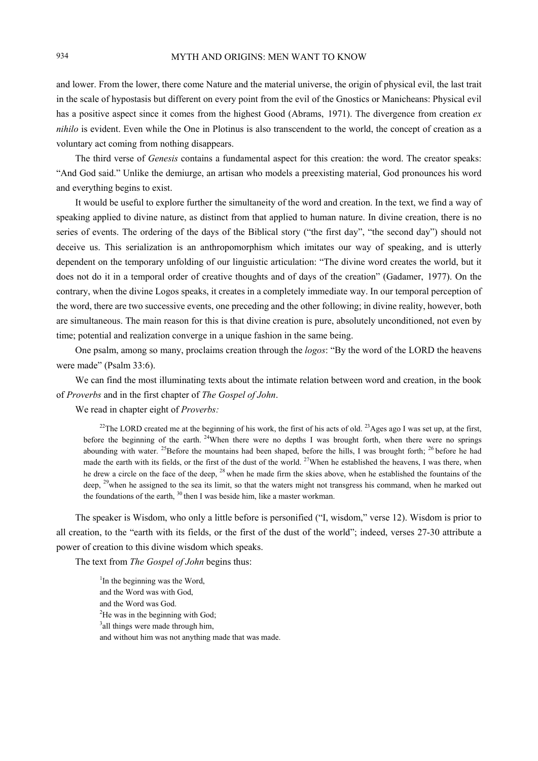and lower. From the lower, there come Nature and the material universe, the origin of physical evil, the last trait in the scale of hypostasis but different on every point from the evil of the Gnostics or Manicheans: Physical evil has a positive aspect since it comes from the highest Good (Abrams, 1971). The divergence from creation *ex nihilo* is evident. Even while the One in Plotinus is also transcendent to the world, the concept of creation as a voluntary act coming from nothing disappears.

The third verse of *Genesis* contains a fundamental aspect for this creation: the word. The creator speaks: "And God said." Unlike the demiurge, an artisan who models a preexisting material, God pronounces his word and everything begins to exist.

It would be useful to explore further the simultaneity of the word and creation. In the text, we find a way of speaking applied to divine nature, as distinct from that applied to human nature. In divine creation, there is no series of events. The ordering of the days of the Biblical story ("the first day", "the second day") should not deceive us. This serialization is an anthropomorphism which imitates our way of speaking, and is utterly dependent on the temporary unfolding of our linguistic articulation: "The divine word creates the world, but it does not do it in a temporal order of creative thoughts and of days of the creation" (Gadamer, 1977). On the contrary, when the divine Logos speaks, it creates in a completely immediate way. In our temporal perception of the word, there are two successive events, one preceding and the other following; in divine reality, however, both are simultaneous. The main reason for this is that divine creation is pure, absolutely unconditioned, not even by time; potential and realization converge in a unique fashion in the same being.

One psalm, among so many, proclaims creation through the *logos*: "By the word of the LORD the heavens were made" (Psalm 33:6).

We can find the most illuminating texts about the intimate relation between word and creation, in the book of *Proverbs* and in the first chapter of *The Gospel of John*.

We read in chapter eight of *Proverbs:*

> [22]The LORD created me at the beginning of his work, the first of his acts of old. [23]Ages ago I was set up, at the first, before the beginning of the earth. [24]When there were no depths I was brought forth, when there were no springs abounding with water. [25]Before the mountains had been shaped, before the hills, I was brought forth; [26] before he had made the earth with its fields, or the first of the dust of the world. [27]When he established the heavens, I was there, when he drew a circle on the face of the deep, [28] when he made firm the skies above, when he established the fountains of the deep, [29]when he assigned to the sea its limit, so that the waters might not transgress his command, when he marked out the foundations of the earth, [30] then I was beside him, like a master workman.

The speaker is Wisdom, who only a little before is personified ("I, wisdom," verse 12). Wisdom is prior to all creation, to the "earth with its fields, or the first of the dust of the world"; indeed, verses 27-30 attribute a power of creation to this divine wisdom which speaks.

The text from *The Gospel of John* begins thus:

> [1]In the beginning was the Word,  
> and the Word was with God,  
> and the Word was God.  
> [2]He was in the beginning with God;  
> [3]all things were made through him,  
> and without him was not anything made that was made.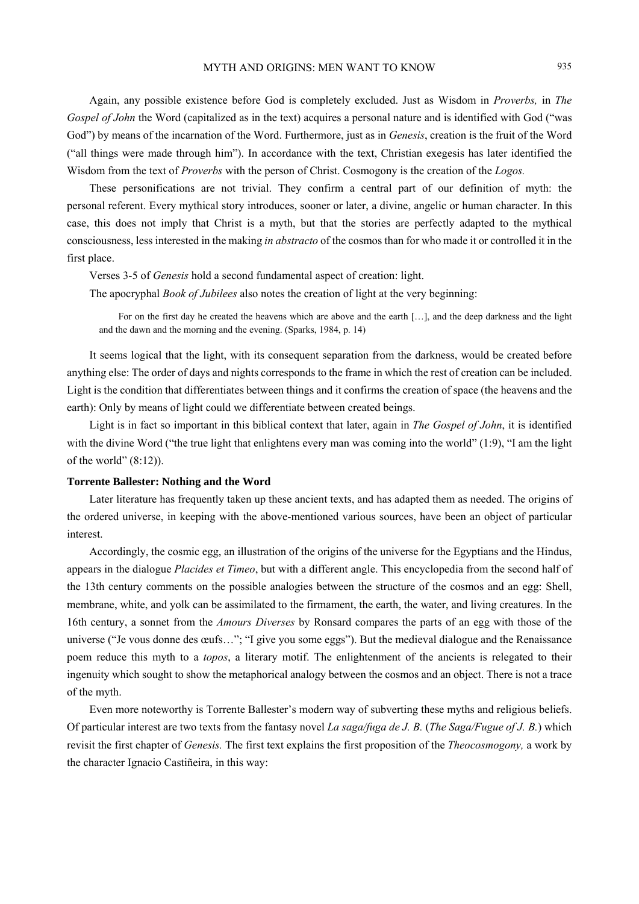Again, any possible existence before God is completely excluded. Just as Wisdom in *Proverbs,* in *The Gospel of John* the Word (capitalized as in the text) acquires a personal nature and is identified with God ("was God") by means of the incarnation of the Word. Furthermore, just as in *Genesis*, creation is the fruit of the Word ("all things were made through him"). In accordance with the text, Christian exegesis has later identified the Wisdom from the text of *Proverbs* with the person of Christ. Cosmogony is the creation of the *Logos.*

These personifications are not trivial. They confirm a central part of our definition of myth: the personal referent. Every mythical story introduces, sooner or later, a divine, angelic or human character. In this case, this does not imply that Christ is a myth, but that the stories are perfectly adapted to the mythical consciousness, less interested in the making *in abstracto* of the cosmos than for who made it or controlled it in the first place.

Verses 3-5 of *Genesis* hold a second fundamental aspect of creation: light.

The apocryphal *Book of Jubilees* also notes the creation of light at the very beginning:

> For on the first day he created the heavens which are above and the earth […], and the deep darkness and the light and the dawn and the morning and the evening. (Sparks, 1984, p. 14)

It seems logical that the light, with its consequent separation from the darkness, would be created before anything else: The order of days and nights corresponds to the frame in which the rest of creation can be included. Light is the condition that differentiates between things and it confirms the creation of space (the heavens and the earth): Only by means of light could we differentiate between created beings.

Light is in fact so important in this biblical context that later, again in *The Gospel of John*, it is identified with the divine Word ("the true light that enlightens every man was coming into the world" (1:9), "I am the light of the world" (8:12)).

### Torrente Ballester: Nothing and the Word

Later literature has frequently taken up these ancient texts, and has adapted them as needed. The origins of the ordered universe, in keeping with the above-mentioned various sources, have been an object of particular interest.

Accordingly, the cosmic egg, an illustration of the origins of the universe for the Egyptians and the Hindus, appears in the dialogue *Placides et Timeo*, but with a different angle. This encyclopedia from the second half of the 13th century comments on the possible analogies between the structure of the cosmos and an egg: Shell, membrane, white, and yolk can be assimilated to the firmament, the earth, the water, and living creatures. In the 16th century, a sonnet from the *Amours Diverses* by Ronsard compares the parts of an egg with those of the universe ("Je vous donne des œufs…"; "I give you some eggs"). But the medieval dialogue and the Renaissance poem reduce this myth to a *topos*, a literary motif. The enlightenment of the ancients is relegated to their ingenuity which sought to show the metaphorical analogy between the cosmos and an object. There is not a trace of the myth.

Even more noteworthy is Torrente Ballester's modern way of subverting these myths and religious beliefs. Of particular interest are two texts from the fantasy novel *La saga/fuga de J. B.* (*The Saga/Fugue of J. B.*) which revisit the first chapter of *Genesis.* The first text explains the first proposition of the *Theocosmogony,* a work by the character Ignacio Castiñeira, in this way: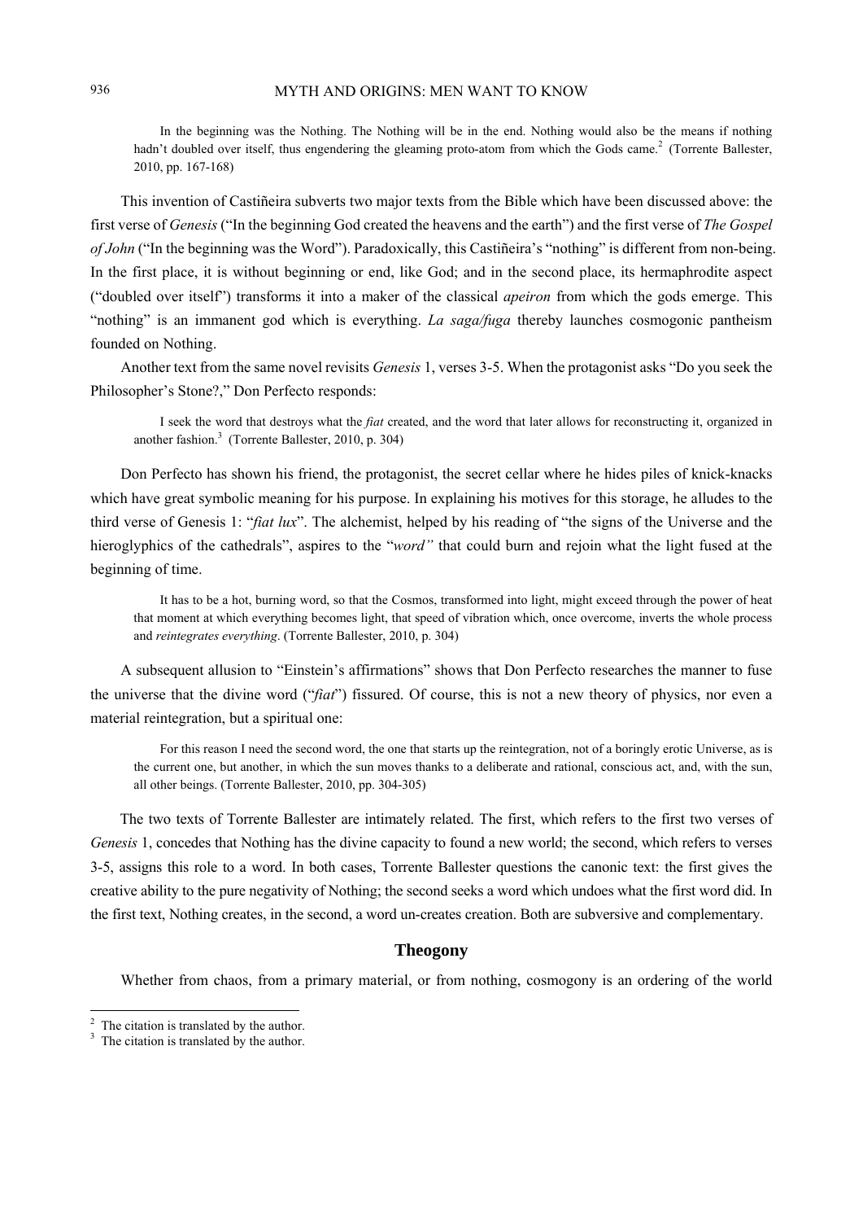> In the beginning was the Nothing. The Nothing will be in the end. Nothing would also be the means if nothing hadn't doubled over itself, thus engendering the gleaming proto-atom from which the Gods came.[2] (Torrente Ballester, 2010, pp. 167-168)

This invention of Castiñeira subverts two major texts from the Bible which have been discussed above: the first verse of *Genesis* ("In the beginning God created the heavens and the earth") and the first verse of *The Gospel of John* ("In the beginning was the Word"). Paradoxically, this Castiñeira's "nothing" is different from non-being. In the first place, it is without beginning or end, like God; and in the second place, its hermaphrodite aspect ("doubled over itself") transforms it into a maker of the classical *apeiron* from which the gods emerge. This "nothing" is an immanent god which is everything. *La saga/fuga* thereby launches cosmogonic pantheism founded on Nothing.

Another text from the same novel revisits *Genesis* 1, verses 3-5. When the protagonist asks "Do you seek the Philosopher's Stone?," Don Perfecto responds:

> I seek the word that destroys what the *fiat* created, and the word that later allows for reconstructing it, organized in another fashion.[3] (Torrente Ballester, 2010, p. 304)

Don Perfecto has shown his friend, the protagonist, the secret cellar where he hides piles of knick-knacks which have great symbolic meaning for his purpose. In explaining his motives for this storage, he alludes to the third verse of Genesis 1: "*fiat lux*". The alchemist, helped by his reading of "the signs of the Universe and the hieroglyphics of the cathedrals", aspires to the "*word"* that could burn and rejoin what the light fused at the beginning of time.

> It has to be a hot, burning word, so that the Cosmos, transformed into light, might exceed through the power of heat that moment at which everything becomes light, that speed of vibration which, once overcome, inverts the whole process and *reintegrates everything*. (Torrente Ballester, 2010, p. 304)

A subsequent allusion to "Einstein's affirmations" shows that Don Perfecto researches the manner to fuse the universe that the divine word ("*fiat*") fissured. Of course, this is not a new theory of physics, nor even a material reintegration, but a spiritual one:

> For this reason I need the second word, the one that starts up the reintegration, not of a boringly erotic Universe, as is the current one, but another, in which the sun moves thanks to a deliberate and rational, conscious act, and, with the sun, all other beings. (Torrente Ballester, 2010, pp. 304-305)

The two texts of Torrente Ballester are intimately related. The first, which refers to the first two verses of *Genesis* 1, concedes that Nothing has the divine capacity to found a new world; the second, which refers to verses 3-5, assigns this role to a word. In both cases, Torrente Ballester questions the canonic text: the first gives the creative ability to the pure negativity of Nothing; the second seeks a word which undoes what the first word did. In the first text, Nothing creates, in the second, a word un-creates creation. Both are subversive and complementary.

## Theogony

Whether from chaos, from a primary material, or from nothing, cosmogony is an ordering of the world

---

[2] The citation is translated by the author.

[3] The citation is translated by the author.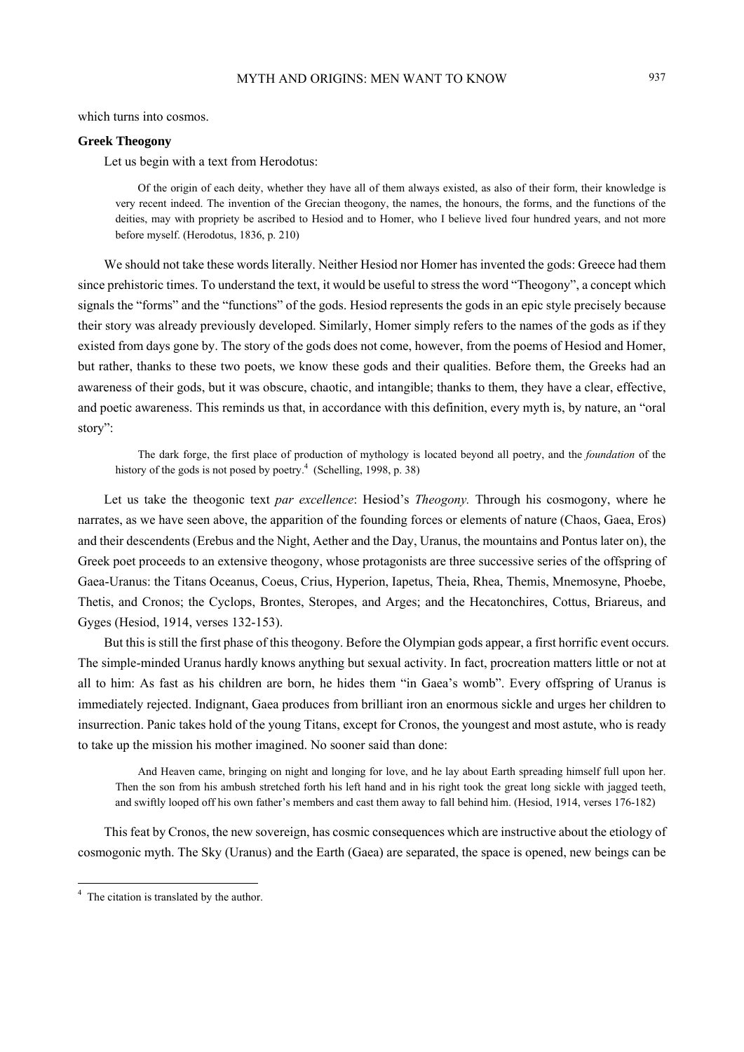which turns into cosmos.

### Greek Theogony

Let us begin with a text from Herodotus:

> Of the origin of each deity, whether they have all of them always existed, as also of their form, their knowledge is very recent indeed. The invention of the Grecian theogony, the names, the honours, the forms, and the functions of the deities, may with propriety be ascribed to Hesiod and to Homer, who I believe lived four hundred years, and not more before myself. (Herodotus, 1836, p. 210)

We should not take these words literally. Neither Hesiod nor Homer has invented the gods: Greece had them since prehistoric times. To understand the text, it would be useful to stress the word "Theogony", a concept which signals the "forms" and the "functions" of the gods. Hesiod represents the gods in an epic style precisely because their story was already previously developed. Similarly, Homer simply refers to the names of the gods as if they existed from days gone by. The story of the gods does not come, however, from the poems of Hesiod and Homer, but rather, thanks to these two poets, we know these gods and their qualities. Before them, the Greeks had an awareness of their gods, but it was obscure, chaotic, and intangible; thanks to them, they have a clear, effective, and poetic awareness. This reminds us that, in accordance with this definition, every myth is, by nature, an "oral story":

> The dark forge, the first place of production of mythology is located beyond all poetry, and the *foundation* of the history of the gods is not posed by poetry.[4] (Schelling, 1998, p. 38)

Let us take the theogonic text *par excellence*: Hesiod's *Theogony.* Through his cosmogony, where he narrates, as we have seen above, the apparition of the founding forces or elements of nature (Chaos, Gaea, Eros) and their descendents (Erebus and the Night, Aether and the Day, Uranus, the mountains and Pontus later on), the Greek poet proceeds to an extensive theogony, whose protagonists are three successive series of the offspring of Gaea-Uranus: the Titans Oceanus, Coeus, Crius, Hyperion, Iapetus, Theia, Rhea, Themis, Mnemosyne, Phoebe, Thetis, and Cronos; the Cyclops, Brontes, Steropes, and Arges; and the Hecatonchires, Cottus, Briareus, and Gyges (Hesiod, 1914, verses 132-153).

But this is still the first phase of this theogony. Before the Olympian gods appear, a first horrific event occurs. The simple-minded Uranus hardly knows anything but sexual activity. In fact, procreation matters little or not at all to him: As fast as his children are born, he hides them "in Gaea's womb". Every offspring of Uranus is immediately rejected. Indignant, Gaea produces from brilliant iron an enormous sickle and urges her children to insurrection. Panic takes hold of the young Titans, except for Cronos, the youngest and most astute, who is ready to take up the mission his mother imagined. No sooner said than done:

> And Heaven came, bringing on night and longing for love, and he lay about Earth spreading himself full upon her. Then the son from his ambush stretched forth his left hand and in his right took the great long sickle with jagged teeth, and swiftly looped off his own father's members and cast them away to fall behind him. (Hesiod, 1914, verses 176-182)

This feat by Cronos, the new sovereign, has cosmic consequences which are instructive about the etiology of cosmogonic myth. The Sky (Uranus) and the Earth (Gaea) are separated, the space is opened, new beings can be

[4] The citation is translated by the author.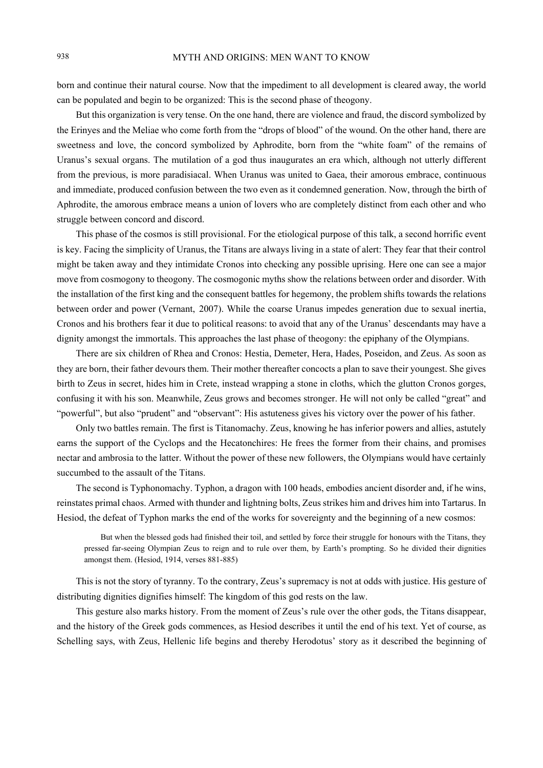born and continue their natural course. Now that the impediment to all development is cleared away, the world can be populated and begin to be organized: This is the second phase of theogony.

But this organization is very tense. On the one hand, there are violence and fraud, the discord symbolized by the Erinyes and the Meliae who come forth from the "drops of blood" of the wound. On the other hand, there are sweetness and love, the concord symbolized by Aphrodite, born from the "white foam" of the remains of Uranus's sexual organs. The mutilation of a god thus inaugurates an era which, although not utterly different from the previous, is more paradisiacal. When Uranus was united to Gaea, their amorous embrace, continuous and immediate, produced confusion between the two even as it condemned generation. Now, through the birth of Aphrodite, the amorous embrace means a union of lovers who are completely distinct from each other and who struggle between concord and discord.

This phase of the cosmos is still provisional. For the etiological purpose of this talk, a second horrific event is key. Facing the simplicity of Uranus, the Titans are always living in a state of alert: They fear that their control might be taken away and they intimidate Cronos into checking any possible uprising. Here one can see a major move from cosmogony to theogony. The cosmogonic myths show the relations between order and disorder. With the installation of the first king and the consequent battles for hegemony, the problem shifts towards the relations between order and power (Vernant, 2007). While the coarse Uranus impedes generation due to sexual inertia, Cronos and his brothers fear it due to political reasons: to avoid that any of the Uranus' descendants may have a dignity amongst the immortals. This approaches the last phase of theogony: the epiphany of the Olympians.

There are six children of Rhea and Cronos: Hestia, Demeter, Hera, Hades, Poseidon, and Zeus. As soon as they are born, their father devours them. Their mother thereafter concocts a plan to save their youngest. She gives birth to Zeus in secret, hides him in Crete, instead wrapping a stone in cloths, which the glutton Cronos gorges, confusing it with his son. Meanwhile, Zeus grows and becomes stronger. He will not only be called "great" and "powerful", but also "prudent" and "observant": His astuteness gives his victory over the power of his father.

Only two battles remain. The first is Titanomachy. Zeus, knowing he has inferior powers and allies, astutely earns the support of the Cyclops and the Hecatonchires: He frees the former from their chains, and promises nectar and ambrosia to the latter. Without the power of these new followers, the Olympians would have certainly succumbed to the assault of the Titans.

The second is Typhonomachy. Typhon, a dragon with 100 heads, embodies ancient disorder and, if he wins, reinstates primal chaos. Armed with thunder and lightning bolts, Zeus strikes him and drives him into Tartarus. In Hesiod, the defeat of Typhon marks the end of the works for sovereignty and the beginning of a new cosmos:

> But when the blessed gods had finished their toil, and settled by force their struggle for honours with the Titans, they pressed far-seeing Olympian Zeus to reign and to rule over them, by Earth's prompting. So he divided their dignities amongst them. (Hesiod, 1914, verses 881-885)

This is not the story of tyranny. To the contrary, Zeus's supremacy is not at odds with justice. His gesture of distributing dignities dignifies himself: The kingdom of this god rests on the law.

This gesture also marks history. From the moment of Zeus's rule over the other gods, the Titans disappear, and the history of the Greek gods commences, as Hesiod describes it until the end of his text. Yet of course, as Schelling says, with Zeus, Hellenic life begins and thereby Herodotus' story as it described the beginning of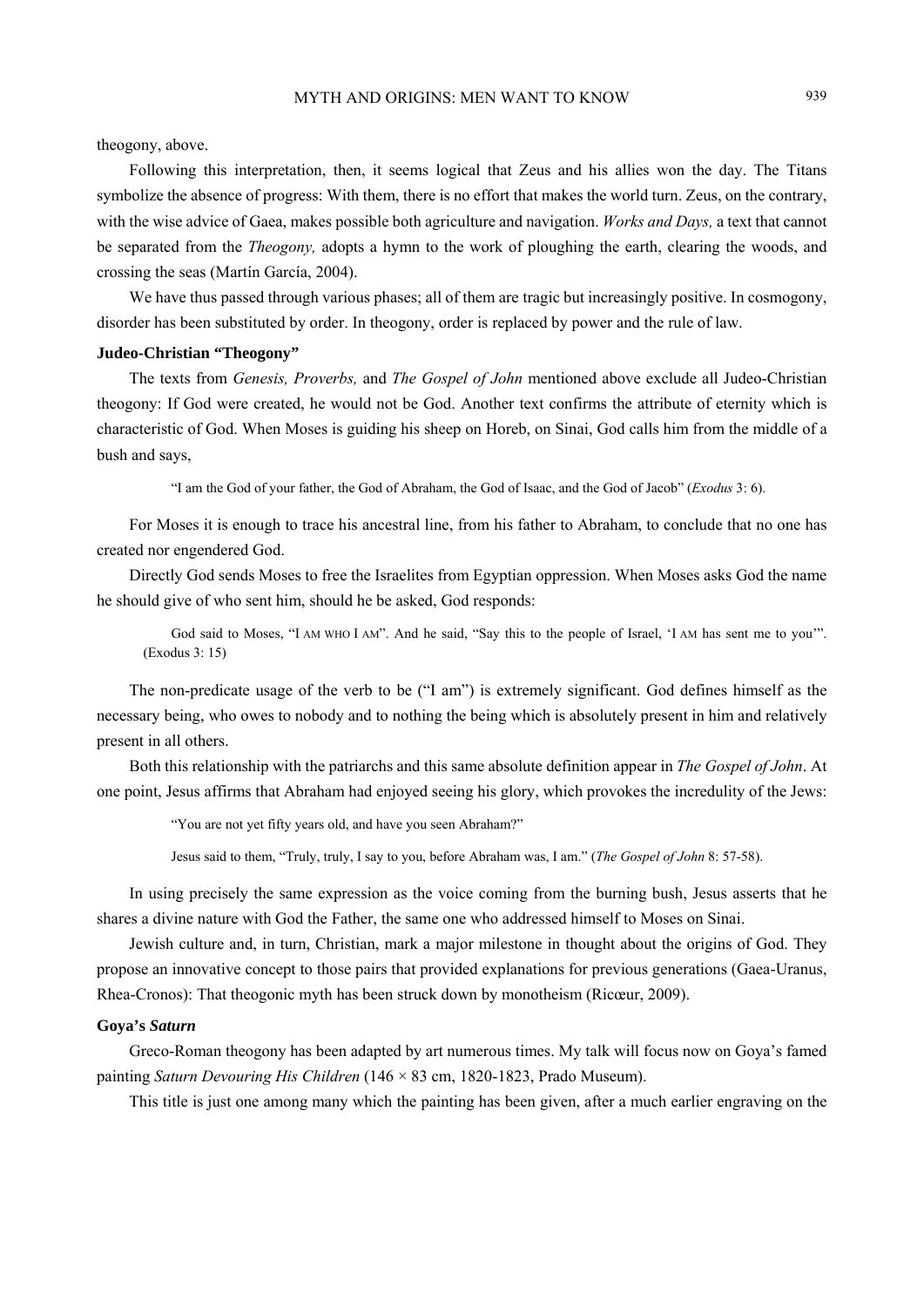theogony, above.

Following this interpretation, then, it seems logical that Zeus and his allies won the day. The Titans symbolize the absence of progress: With them, there is no effort that makes the world turn. Zeus, on the contrary, with the wise advice of Gaea, makes possible both agriculture and navigation. *Works and Days,* a text that cannot be separated from the *Theogony,* adopts a hymn to the work of ploughing the earth, clearing the woods, and crossing the seas (Martín García, 2004).

We have thus passed through various phases; all of them are tragic but increasingly positive. In cosmogony, disorder has been substituted by order. In theogony, order is replaced by power and the rule of law.

**Judeo-Christian "Theogony"**

The texts from *Genesis, Proverbs,* and *The Gospel of John* mentioned above exclude all Judeo-Christian theogony: If God were created, he would not be God. Another text confirms the attribute of eternity which is characteristic of God. When Moses is guiding his sheep on Horeb, on Sinai, God calls him from the middle of a bush and says,

> "I am the God of your father, the God of Abraham, the God of Isaac, and the God of Jacob" (*Exodus* 3: 6).

For Moses it is enough to trace his ancestral line, from his father to Abraham, to conclude that no one has created nor engendered God.

Directly God sends Moses to free the Israelites from Egyptian oppression. When Moses asks God the name he should give of who sent him, should he be asked, God responds:

> God said to Moses, "I AM WHO I AM". And he said, "Say this to the people of Israel, 'I AM has sent me to you'". (Exodus 3: 15)

The non-predicate usage of the verb to be ("I am") is extremely significant. God defines himself as the necessary being, who owes to nobody and to nothing the being which is absolutely present in him and relatively present in all others.

Both this relationship with the patriarchs and this same absolute definition appear in *The Gospel of John*. At one point, Jesus affirms that Abraham had enjoyed seeing his glory, which provokes the incredulity of the Jews:

> "You are not yet fifty years old, and have you seen Abraham?"
>
> Jesus said to them, "Truly, truly, I say to you, before Abraham was, I am." (*The Gospel of John* 8: 57-58).

In using precisely the same expression as the voice coming from the burning bush, Jesus asserts that he shares a divine nature with God the Father, the same one who addressed himself to Moses on Sinai.

Jewish culture and, in turn, Christian, mark a major milestone in thought about the origins of God. They propose an innovative concept to those pairs that provided explanations for previous generations (Gaea-Uranus, Rhea-Cronos): That theogonic myth has been struck down by monotheism (Ricœur, 2009).

**Goya's *Saturn***

Greco-Roman theogony has been adapted by art numerous times. My talk will focus now on Goya's famed painting *Saturn Devouring His Children* (146 × 83 cm, 1820-1823, Prado Museum).

This title is just one among many which the painting has been given, after a much earlier engraving on the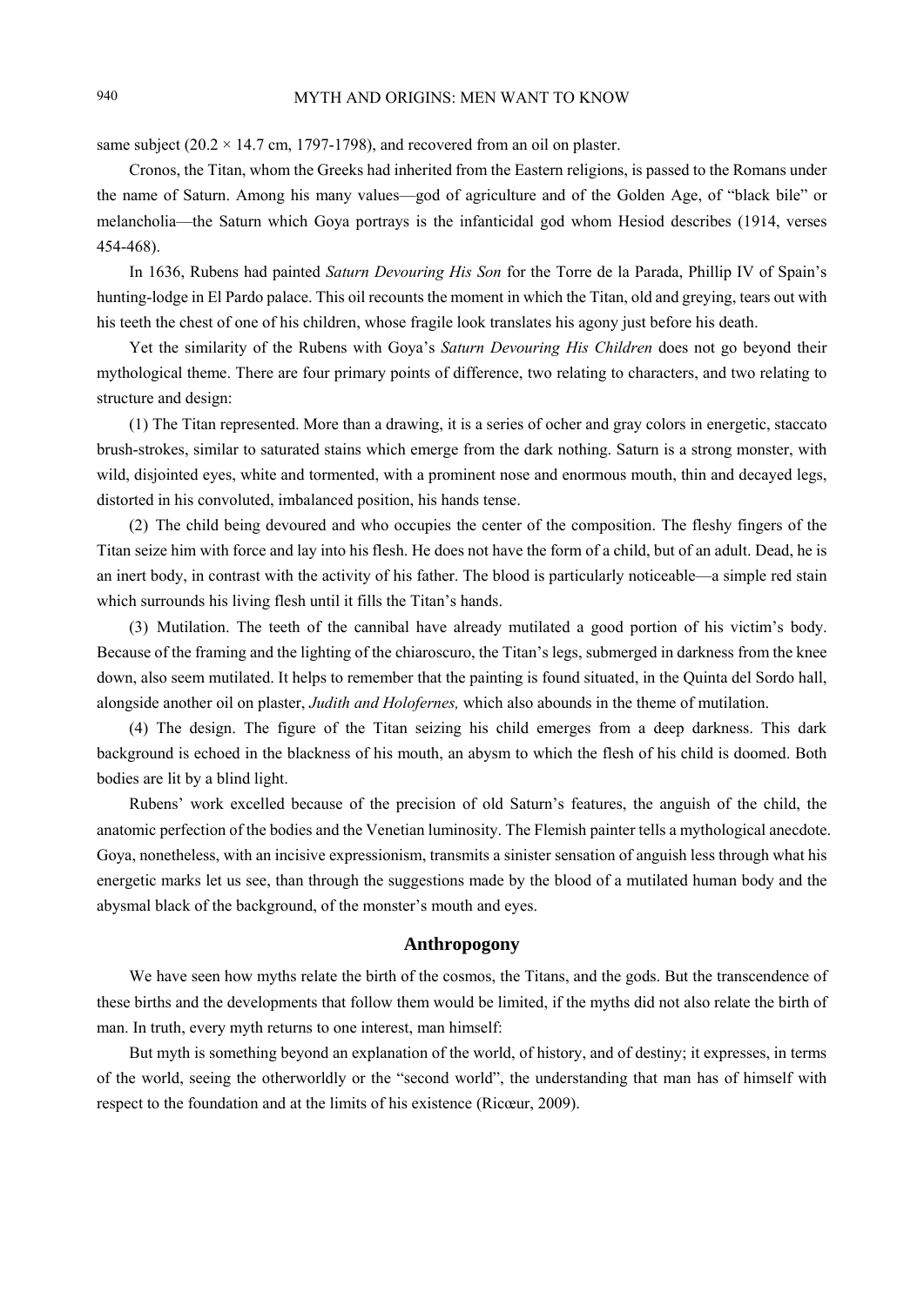same subject (20.2 × 14.7 cm, 1797-1798), and recovered from an oil on plaster.

Cronos, the Titan, whom the Greeks had inherited from the Eastern religions, is passed to the Romans under the name of Saturn. Among his many values—god of agriculture and of the Golden Age, of "black bile" or melancholia—the Saturn which Goya portrays is the infanticidal god whom Hesiod describes (1914, verses 454-468).

In 1636, Rubens had painted *Saturn Devouring His Son* for the Torre de la Parada, Phillip IV of Spain's hunting-lodge in El Pardo palace. This oil recounts the moment in which the Titan, old and greying, tears out with his teeth the chest of one of his children, whose fragile look translates his agony just before his death.

Yet the similarity of the Rubens with Goya's *Saturn Devouring His Children* does not go beyond their mythological theme. There are four primary points of difference, two relating to characters, and two relating to structure and design:

(1) The Titan represented. More than a drawing, it is a series of ocher and gray colors in energetic, staccato brush-strokes, similar to saturated stains which emerge from the dark nothing. Saturn is a strong monster, with wild, disjointed eyes, white and tormented, with a prominent nose and enormous mouth, thin and decayed legs, distorted in his convoluted, imbalanced position, his hands tense.

(2) The child being devoured and who occupies the center of the composition. The fleshy fingers of the Titan seize him with force and lay into his flesh. He does not have the form of a child, but of an adult. Dead, he is an inert body, in contrast with the activity of his father. The blood is particularly noticeable—a simple red stain which surrounds his living flesh until it fills the Titan's hands.

(3) Mutilation. The teeth of the cannibal have already mutilated a good portion of his victim's body. Because of the framing and the lighting of the chiaroscuro, the Titan's legs, submerged in darkness from the knee down, also seem mutilated. It helps to remember that the painting is found situated, in the Quinta del Sordo hall, alongside another oil on plaster, *Judith and Holofernes,* which also abounds in the theme of mutilation.

(4) The design. The figure of the Titan seizing his child emerges from a deep darkness. This dark background is echoed in the blackness of his mouth, an abysm to which the flesh of his child is doomed. Both bodies are lit by a blind light.

Rubens' work excelled because of the precision of old Saturn's features, the anguish of the child, the anatomic perfection of the bodies and the Venetian luminosity. The Flemish painter tells a mythological anecdote. Goya, nonetheless, with an incisive expressionism, transmits a sinister sensation of anguish less through what his energetic marks let us see, than through the suggestions made by the blood of a mutilated human body and the abysmal black of the background, of the monster's mouth and eyes.

## Anthropogony

We have seen how myths relate the birth of the cosmos, the Titans, and the gods. But the transcendence of these births and the developments that follow them would be limited, if the myths did not also relate the birth of man. In truth, every myth returns to one interest, man himself:

But myth is something beyond an explanation of the world, of history, and of destiny; it expresses, in terms of the world, seeing the otherworldly or the "second world", the understanding that man has of himself with respect to the foundation and at the limits of his existence (Ricœur, 2009).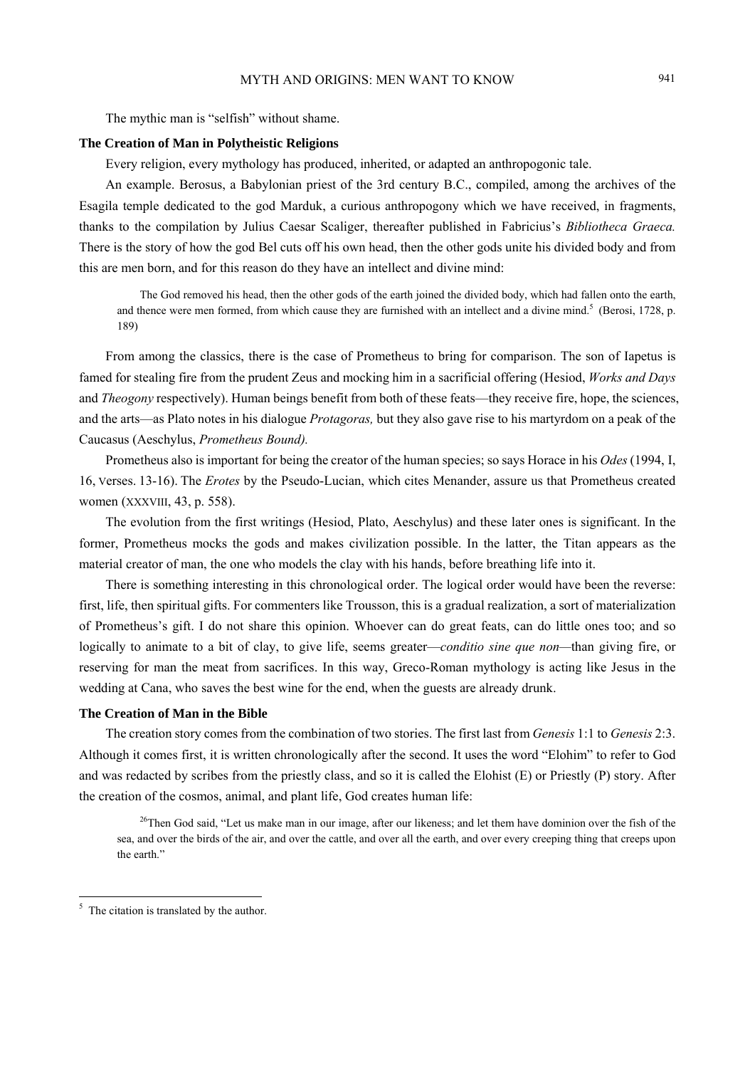The mythic man is "selfish" without shame.

### The Creation of Man in Polytheistic Religions

Every religion, every mythology has produced, inherited, or adapted an anthropogonic tale.

An example. Berosus, a Babylonian priest of the 3rd century B.C., compiled, among the archives of the Esagila temple dedicated to the god Marduk, a curious anthropogony which we have received, in fragments, thanks to the compilation by Julius Caesar Scaliger, thereafter published in Fabricius's *Bibliotheca Graeca.* There is the story of how the god Bel cuts off his own head, then the other gods unite his divided body and from this are men born, and for this reason do they have an intellect and divine mind:

> The God removed his head, then the other gods of the earth joined the divided body, which had fallen onto the earth, and thence were men formed, from which cause they are furnished with an intellect and a divine mind.[5] (Berosi, 1728, p. 189)

From among the classics, there is the case of Prometheus to bring for comparison. The son of Iapetus is famed for stealing fire from the prudent Zeus and mocking him in a sacrificial offering (Hesiod, *Works and Days* and *Theogony* respectively). Human beings benefit from both of these feats—they receive fire, hope, the sciences, and the arts—as Plato notes in his dialogue *Protagoras,* but they also gave rise to his martyrdom on a peak of the Caucasus (Aeschylus, *Prometheus Bound).*

Prometheus also is important for being the creator of the human species; so says Horace in his *Odes* (1994, I, 16, verses. 13-16). The *Erotes* by the Pseudo-Lucian, which cites Menander, assure us that Prometheus created women (XXXVIII, 43, p. 558).

The evolution from the first writings (Hesiod, Plato, Aeschylus) and these later ones is significant. In the former, Prometheus mocks the gods and makes civilization possible. In the latter, the Titan appears as the material creator of man, the one who models the clay with his hands, before breathing life into it.

There is something interesting in this chronological order. The logical order would have been the reverse: first, life, then spiritual gifts. For commenters like Trousson, this is a gradual realization, a sort of materialization of Prometheus's gift. I do not share this opinion. Whoever can do great feats, can do little ones too; and so logically to animate to a bit of clay, to give life, seems greater—*conditio sine que non*—than giving fire, or reserving for man the meat from sacrifices. In this way, Greco-Roman mythology is acting like Jesus in the wedding at Cana, who saves the best wine for the end, when the guests are already drunk.

### The Creation of Man in the Bible

The creation story comes from the combination of two stories. The first last from *Genesis* 1:1 to *Genesis* 2:3. Although it comes first, it is written chronologically after the second. It uses the word "Elohim" to refer to God and was redacted by scribes from the priestly class, and so it is called the Elohist (E) or Priestly (P) story. After the creation of the cosmos, animal, and plant life, God creates human life:

> [26]Then God said, "Let us make man in our image, after our likeness; and let them have dominion over the fish of the sea, and over the birds of the air, and over the cattle, and over all the earth, and over every creeping thing that creeps upon the earth."

---

[5] The citation is translated by the author.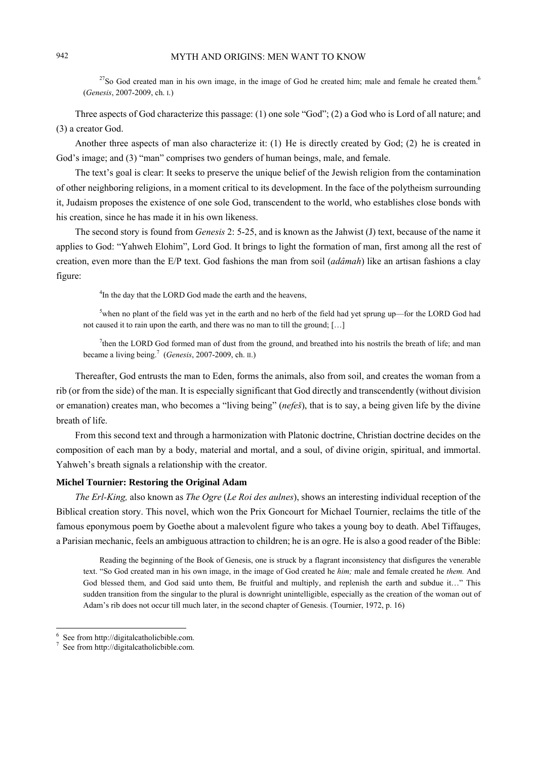> [27]So God created man in his own image, in the image of God he created him; male and female he created them.[6] (*Genesis*, 2007-2009, ch. I.)

Three aspects of God characterize this passage: (1) one sole "God"; (2) a God who is Lord of all nature; and (3) a creator God.

Another three aspects of man also characterize it: (1) He is directly created by God; (2) he is created in God's image; and (3) "man" comprises two genders of human beings, male, and female.

The text's goal is clear: It seeks to preserve the unique belief of the Jewish religion from the contamination of other neighboring religions, in a moment critical to its development. In the face of the polytheism surrounding it, Judaism proposes the existence of one sole God, transcendent to the world, who establishes close bonds with his creation, since he has made it in his own likeness.

The second story is found from *Genesis* 2: 5-25, and is known as the Jahwist (J) text, because of the name it applies to God: "Yahweh Elohim", Lord God. It brings to light the formation of man, first among all the rest of creation, even more than the E/P text. God fashions the man from soil (*adâmah*) like an artisan fashions a clay figure:

> [4]In the day that the LORD God made the earth and the heavens,
>
> [5]when no plant of the field was yet in the earth and no herb of the field had yet sprung up—for the LORD God had not caused it to rain upon the earth, and there was no man to till the ground; […]
>
> [7]then the LORD God formed man of dust from the ground, and breathed into his nostrils the breath of life; and man became a living being.[7] (*Genesis*, 2007-2009, ch. II.)

Thereafter, God entrusts the man to Eden, forms the animals, also from soil, and creates the woman from a rib (or from the side) of the man. It is especially significant that God directly and transcendently (without division or emanation) creates man, who becomes a "living being" (*nefeš*), that is to say, a being given life by the divine breath of life.

From this second text and through a harmonization with Platonic doctrine, Christian doctrine decides on the composition of each man by a body, material and mortal, and a soul, of divine origin, spiritual, and immortal. Yahweh's breath signals a relationship with the creator.

**Michel Tournier: Restoring the Original Adam**

*The Erl-King,* also known as *The Ogre* (*Le Roi des aulnes*), shows an interesting individual reception of the Biblical creation story. This novel, which won the Prix Goncourt for Michael Tournier, reclaims the title of the famous eponymous poem by Goethe about a malevolent figure who takes a young boy to death. Abel Tiffauges, a Parisian mechanic, feels an ambiguous attraction to children; he is an ogre. He is also a good reader of the Bible:

> Reading the beginning of the Book of Genesis, one is struck by a flagrant inconsistency that disfigures the venerable text. "So God created man in his own image, in the image of God created he *him;* male and female created he *them.* And God blessed them, and God said unto them, Be fruitful and multiply, and replenish the earth and subdue it…" This sudden transition from the singular to the plural is downright unintelligible, especially as the creation of the woman out of Adam's rib does not occur till much later, in the second chapter of Genesis. (Tournier, 1972, p. 16)

---

[6] See from http://digitalcatholicbible.com.

[7] See from http://digitalcatholicbible.com.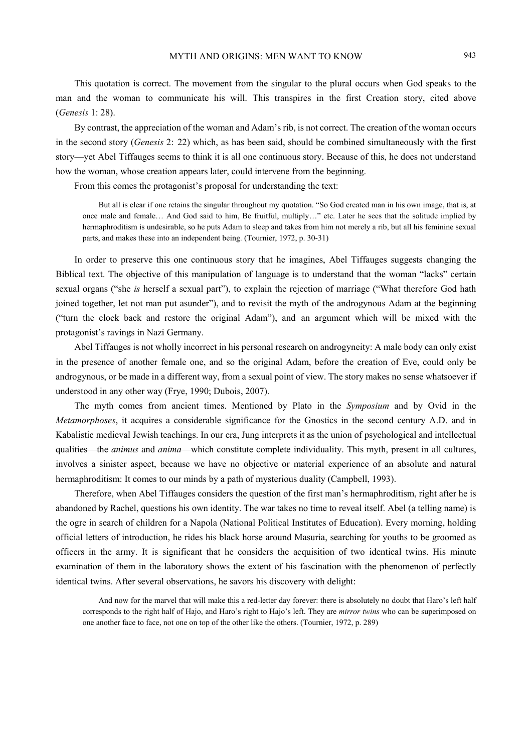This quotation is correct. The movement from the singular to the plural occurs when God speaks to the man and the woman to communicate his will. This transpires in the first Creation story, cited above (*Genesis* 1: 28).

By contrast, the appreciation of the woman and Adam's rib, is not correct. The creation of the woman occurs in the second story (*Genesis* 2: 22) which, as has been said, should be combined simultaneously with the first story—yet Abel Tiffauges seems to think it is all one continuous story. Because of this, he does not understand how the woman, whose creation appears later, could intervene from the beginning.

From this comes the protagonist's proposal for understanding the text:

> But all is clear if one retains the singular throughout my quotation. "So God created man in his own image, that is, at once male and female… And God said to him, Be fruitful, multiply…" etc. Later he sees that the solitude implied by hermaphroditism is undesirable, so he puts Adam to sleep and takes from him not merely a rib, but all his feminine sexual parts, and makes these into an independent being. (Tournier, 1972, p. 30-31)

In order to preserve this one continuous story that he imagines, Abel Tiffauges suggests changing the Biblical text. The objective of this manipulation of language is to understand that the woman "lacks" certain sexual organs ("she *is* herself a sexual part"), to explain the rejection of marriage ("What therefore God hath joined together, let not man put asunder"), and to revisit the myth of the androgynous Adam at the beginning ("turn the clock back and restore the original Adam"), and an argument which will be mixed with the protagonist's ravings in Nazi Germany.

Abel Tiffauges is not wholly incorrect in his personal research on androgyneity: A male body can only exist in the presence of another female one, and so the original Adam, before the creation of Eve, could only be androgynous, or be made in a different way, from a sexual point of view. The story makes no sense whatsoever if understood in any other way (Frye, 1990; Dubois, 2007).

The myth comes from ancient times. Mentioned by Plato in the *Symposium* and by Ovid in the *Metamorphoses*, it acquires a considerable significance for the Gnostics in the second century A.D. and in Kabalistic medieval Jewish teachings. In our era, Jung interprets it as the union of psychological and intellectual qualities—the *animus* and *anima*—which constitute complete individuality. This myth, present in all cultures, involves a sinister aspect, because we have no objective or material experience of an absolute and natural hermaphroditism: It comes to our minds by a path of mysterious duality (Campbell, 1993).

Therefore, when Abel Tiffauges considers the question of the first man's hermaphroditism, right after he is abandoned by Rachel, questions his own identity. The war takes no time to reveal itself. Abel (a telling name) is the ogre in search of children for a Napola (National Political Institutes of Education). Every morning, holding official letters of introduction, he rides his black horse around Masuria, searching for youths to be groomed as officers in the army. It is significant that he considers the acquisition of two identical twins. His minute examination of them in the laboratory shows the extent of his fascination with the phenomenon of perfectly identical twins. After several observations, he savors his discovery with delight:

> And now for the marvel that will make this a red-letter day forever: there is absolutely no doubt that Haro's left half corresponds to the right half of Hajo, and Haro's right to Hajo's left. They are *mirror twins* who can be superimposed on one another face to face, not one on top of the other like the others. (Tournier, 1972, p. 289)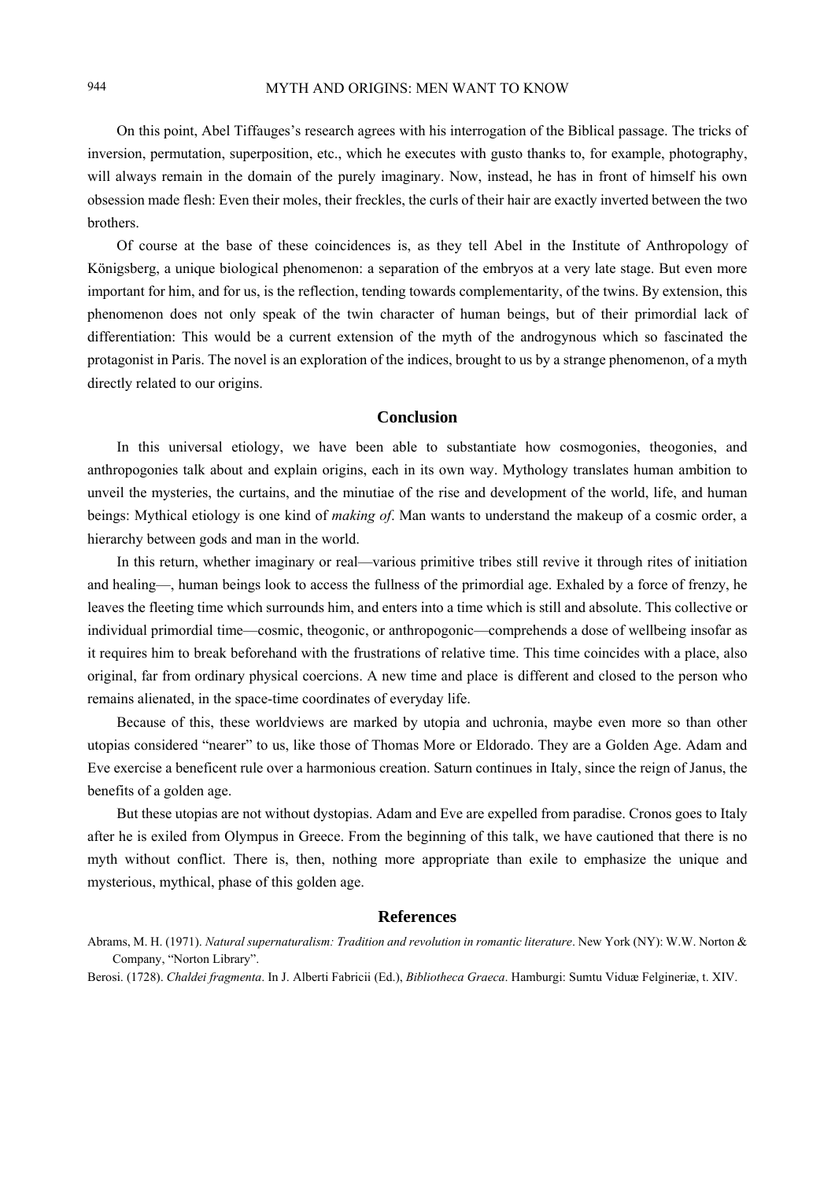On this point, Abel Tiffauges's research agrees with his interrogation of the Biblical passage. The tricks of inversion, permutation, superposition, etc., which he executes with gusto thanks to, for example, photography, will always remain in the domain of the purely imaginary. Now, instead, he has in front of himself his own obsession made flesh: Even their moles, their freckles, the curls of their hair are exactly inverted between the two brothers.

Of course at the base of these coincidences is, as they tell Abel in the Institute of Anthropology of Königsberg, a unique biological phenomenon: a separation of the embryos at a very late stage. But even more important for him, and for us, is the reflection, tending towards complementarity, of the twins. By extension, this phenomenon does not only speak of the twin character of human beings, but of their primordial lack of differentiation: This would be a current extension of the myth of the androgynous which so fascinated the protagonist in Paris. The novel is an exploration of the indices, brought to us by a strange phenomenon, of a myth directly related to our origins.

## Conclusion

In this universal etiology, we have been able to substantiate how cosmogonies, theogonies, and anthropogonies talk about and explain origins, each in its own way. Mythology translates human ambition to unveil the mysteries, the curtains, and the minutiae of the rise and development of the world, life, and human beings: Mythical etiology is one kind of *making of*. Man wants to understand the makeup of a cosmic order, a hierarchy between gods and man in the world.

In this return, whether imaginary or real—various primitive tribes still revive it through rites of initiation and healing—, human beings look to access the fullness of the primordial age. Exhaled by a force of frenzy, he leaves the fleeting time which surrounds him, and enters into a time which is still and absolute. This collective or individual primordial time—cosmic, theogonic, or anthropogonic—comprehends a dose of wellbeing insofar as it requires him to break beforehand with the frustrations of relative time. This time coincides with a place, also original, far from ordinary physical coercions. A new time and place is different and closed to the person who remains alienated, in the space-time coordinates of everyday life.

Because of this, these worldviews are marked by utopia and uchronia, maybe even more so than other utopias considered "nearer" to us, like those of Thomas More or Eldorado. They are a Golden Age. Adam and Eve exercise a beneficent rule over a harmonious creation. Saturn continues in Italy, since the reign of Janus, the benefits of a golden age.

But these utopias are not without dystopias. Adam and Eve are expelled from paradise. Cronos goes to Italy after he is exiled from Olympus in Greece. From the beginning of this talk, we have cautioned that there is no myth without conflict. There is, then, nothing more appropriate than exile to emphasize the unique and mysterious, mythical, phase of this golden age.

## References

Abrams, M. H. (1971). *Natural supernaturalism: Tradition and revolution in romantic literature*. New York (NY): W.W. Norton & Company, "Norton Library".

Berosi. (1728). *Chaldei fragmenta*. In J. Alberti Fabricii (Ed.), *Bibliotheca Graeca*. Hamburgi: Sumtu Viduæ Felgineriæ, t. XIV.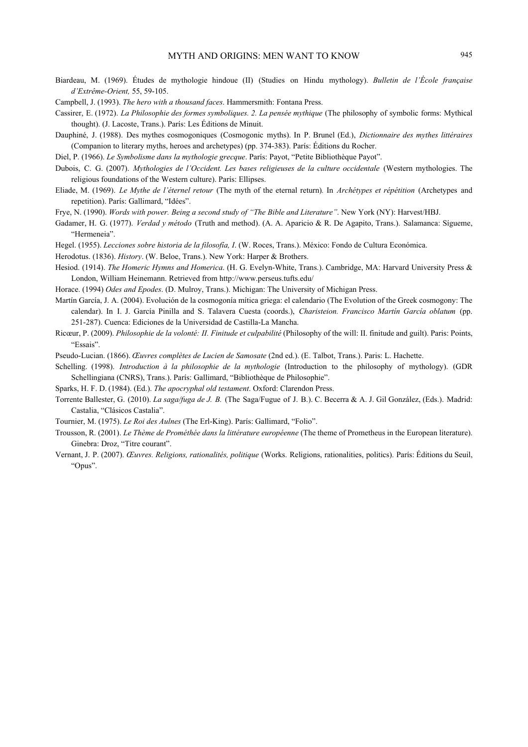Biardeau, M. (1969). Études de mythologie hindoue (II) (Studies on Hindu mythology). *Bulletin de l'École française d'Extrême-Orient,* 55, 59-105.

Campbell, J. (1993). *The hero with a thousand faces*. Hammersmith: Fontana Press.

Cassirer, E. (1972). *La Philosophie des formes symboliques. 2. La pensée mythique* (The philosophy of symbolic forms: Mythical thought). (J. Lacoste, Trans.). París: Les Éditions de Minuit.

Dauphiné, J. (1988). Des mythes cosmogoniques (Cosmogonic myths). In P. Brunel (Ed.), *Dictionnaire des mythes littéraires* (Companion to literary myths, heroes and archetypes) (pp. 374-383). París: Éditions du Rocher.

Diel, P. (1966). *Le Symbolisme dans la mythologie grecque*. París: Payot, "Petite Bibliothèque Payot".

Dubois, C. G. (2007). *Mythologies de l'Occident. Les bases religieuses de la culture occidentale* (Western mythologies. The religious foundations of the Western culture). París: Ellipses.

Eliade, M. (1969). *Le Mythe de l'éternel retour* (The myth of the eternal return)*.* In *Archétypes et répétition* (Archetypes and repetition). París: Gallimard, "Idées".

Frye, N. (1990). *Words with power. Being a second study of "The Bible and Literature"*. New York (NY): Harvest/HBJ.

Gadamer, H. G. (1977). *Verdad y método* (Truth and method). (A. A. Aparicio & R. De Agapito, Trans.). Salamanca: Sígueme, "Hermeneia".

Hegel. (1955). *Lecciones sobre historia de la filosofía, I*. (W. Roces, Trans.). México: Fondo de Cultura Económica.

Herodotus. (1836). *History*. (W. Beloe, Trans.). New York: Harper & Brothers.

Hesiod. (1914). *The Homeric Hymns and Homerica*. (H. G. Evelyn-White, Trans.). Cambridge, MA: Harvard University Press & London, William Heinemann. Retrieved from http://www.perseus.tufts.edu/

Horace. (1994) *Odes and Epodes*. (D. Mulroy, Trans.). Michigan: The University of Michigan Press.

Martín García, J. A. (2004). Evolución de la cosmogonía mítica griega: el calendario (The Evolution of the Greek cosmogony: The calendar). In I. J. García Pinilla and S. Talavera Cuesta (coords.), *Charisteion. Francisco Martín García oblatum* (pp. 251-287). Cuenca: Ediciones de la Universidad de Castilla-La Mancha.

Ricœur, P. (2009). *Philosophie de la volonté: II. Finitude et culpabilité* (Philosophy of the will: II. finitude and guilt). Paris: Points, "Essais".

Pseudo-Lucian. (1866). *Œuvres complètes de Lucien de Samosate* (2nd ed.). (E. Talbot, Trans.). Paris: L. Hachette.

Schelling. (1998). *Introduction à la philosophie de la mythologie* (Introduction to the philosophy of mythology). (GDR Schellingiana (CNRS), Trans.). París: Gallimard, "Bibliothèque de Philosophie".

Sparks, H. F. D. (1984). (Ed.). *The apocryphal old testament*. Oxford: Clarendon Press.

Torrente Ballester, G. (2010). *La saga/fuga de J. B.* (The Saga/Fugue of J. B.). C. Becerra & A. J. Gil González, (Eds.). Madrid: Castalia, "Clásicos Castalia".

Tournier, M. (1975). *Le Roi des Aulnes* (The Erl-King). París: Gallimard, "Folio".

Trousson, R. (2001). *Le Thème de Prométhée dans la littérature européenne* (The theme of Prometheus in the European literature). Ginebra: Droz, "Titre courant".

Vernant, J. P. (2007). *Œuvres. Religions, rationalités, politique* (Works. Religions, rationalities, politics). París: Éditions du Seuil, "Opus".